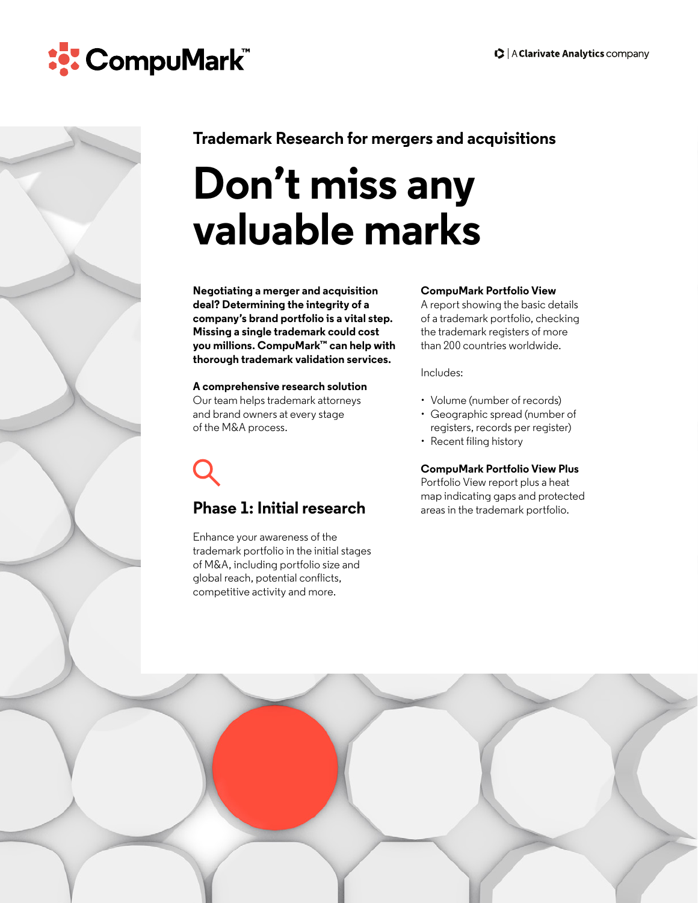CompuMark™

A Clarivate Analytics company

### Trademark Research for mergers and acquisitions

# Don't miss any valuable marks

**Negotiating a merger and acquisition deal? Determining the integrity of a company's brand portfolio is a vital step. Missing a single trademark could cost you millions. CompuMark™ can help with thorough trademark validation services.**

**A comprehensive research solution**
Our team helps trademark attorneys and brand owners at every stage of the M&A process.

## Phase 1: Initial research

Enhance your awareness of the trademark portfolio in the initial stages of M&A, including portfolio size and global reach, potential conflicts, competitive activity and more.

**CompuMark Portfolio View**
A report showing the basic details of a trademark portfolio, checking the trademark registers of more than 200 countries worldwide.

Includes:

- Volume (number of records)
- Geographic spread (number of registers, records per register)
- Recent filing history

**CompuMark Portfolio View Plus**
Portfolio View report plus a heat map indicating gaps and protected areas in the trademark portfolio.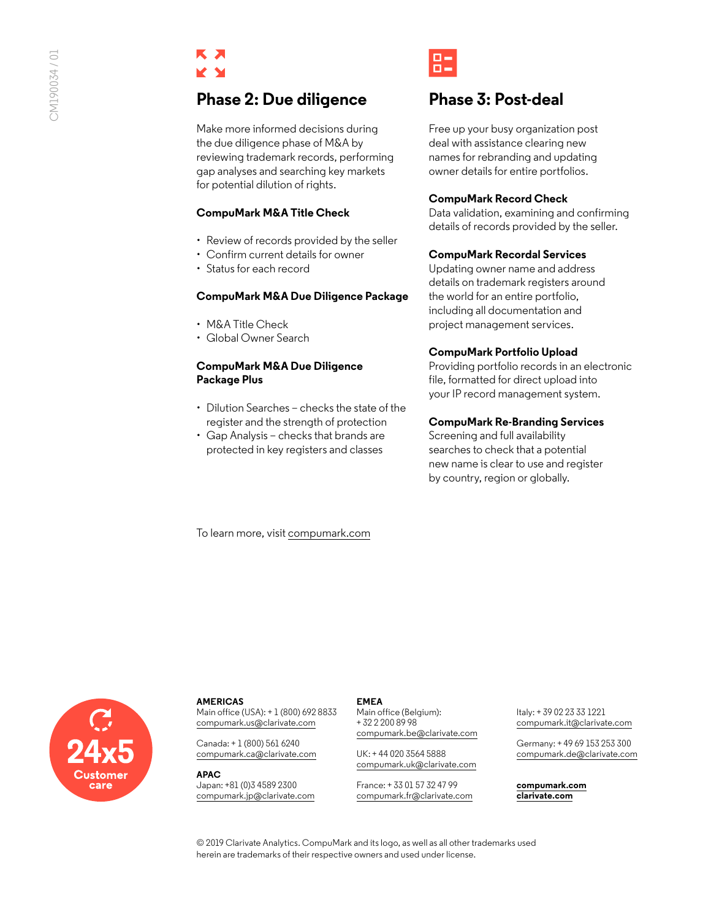## Phase 2: Due diligence

Make more informed decisions during the due diligence phase of M&A by reviewing trademark records, performing gap analyses and searching key markets for potential dilution of rights.

**CompuMark M&A Title Check**

- Review of records provided by the seller
- Confirm current details for owner
- Status for each record

**CompuMark M&A Due Diligence Package**

- M&A Title Check
- Global Owner Search

**CompuMark M&A Due Diligence Package Plus**

- Dilution Searches – checks the state of the register and the strength of protection
- Gap Analysis – checks that brands are protected in key registers and classes

## Phase 3: Post-deal

Free up your busy organization post deal with assistance clearing new names for rebranding and updating owner details for entire portfolios.

**CompuMark Record Check**
Data validation, examining and confirming details of records provided by the seller.

**CompuMark Recordal Services**
Updating owner name and address details on trademark registers around the world for an entire portfolio, including all documentation and project management services.

**CompuMark Portfolio Upload**
Providing portfolio records in an electronic file, formatted for direct upload into your IP record management system.

**CompuMark Re-Branding Services**
Screening and full availability searches to check that a potential new name is clear to use and register by country, region or globally.

To learn more, visit compumark.com

24x5 Customer care

**AMERICAS**
Main office (USA): + 1 (800) 692 8833
compumark.us@clarivate.com

Canada: + 1 (800) 561 6240
compumark.ca@clarivate.com

**APAC**
Japan: +81 (0)3 4589 2300
compumark.jp@clarivate.com

**EMEA**
Main office (Belgium):
+ 32 2 200 89 98
compumark.be@clarivate.com

UK: + 44 020 3564 5888
compumark.uk@clarivate.com

France: + 33 01 57 32 47 99
compumark.fr@clarivate.com

Italy: + 39 02 23 33 1221
compumark.it@clarivate.com

Germany: + 49 69 153 253 300
compumark.de@clarivate.com

**compumark.com**
**clarivate.com**

© 2019 Clarivate Analytics. CompuMark and its logo, as well as all other trademarks used herein are trademarks of their respective owners and used under license.

CM190034 / 01